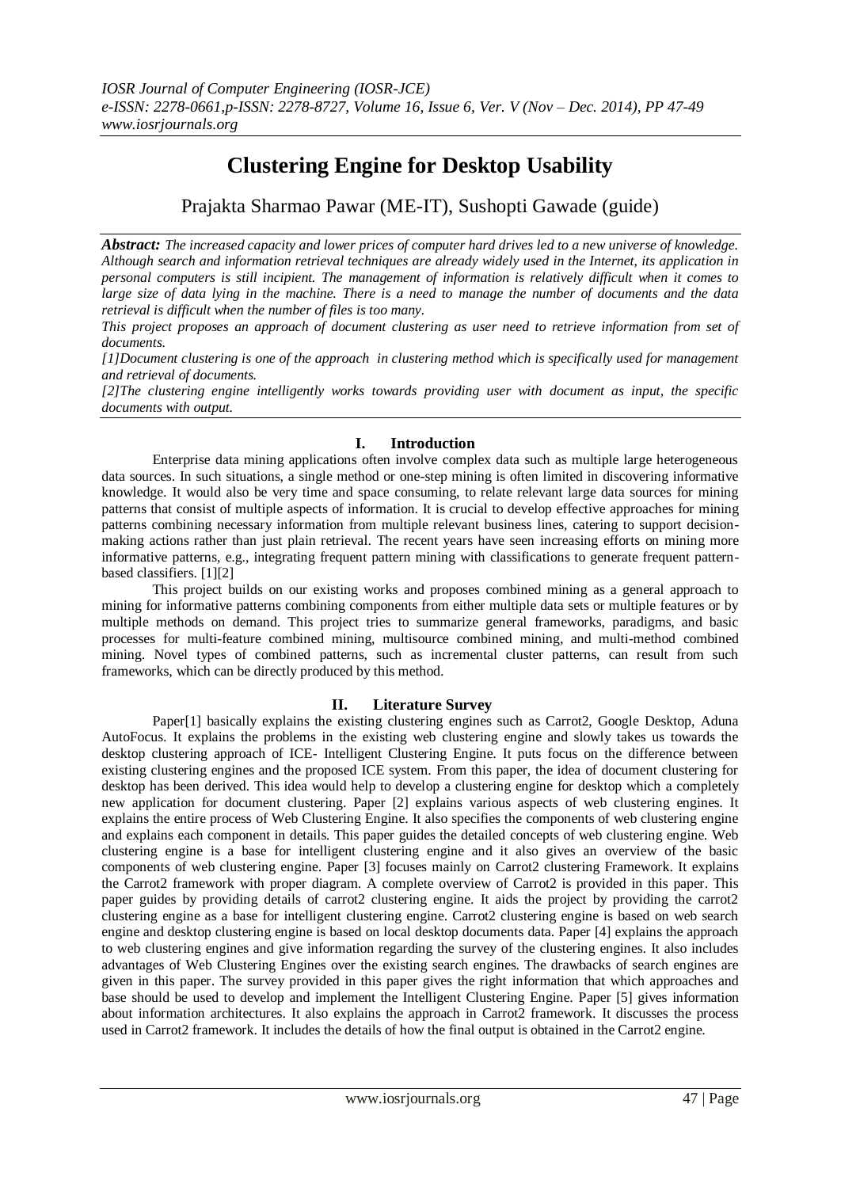# Clustering Engine for Desktop Usability

Prajakta Sharmao Pawar (ME-IT), Sushopti Gawade (guide)

***Abstract:*** *The increased capacity and lower prices of computer hard drives led to a new universe of knowledge. Although search and information retrieval techniques are already widely used in the Internet, its application in personal computers is still incipient. The management of information is relatively difficult when it comes to large size of data lying in the machine. There is a need to manage the number of documents and the data retrieval is difficult when the number of files is too many.*

*This project proposes an approach of document clustering as user need to retrieve information from set of documents.*

*[1]Document clustering is one of the approach in clustering method which is specifically used for management and retrieval of documents.*

*[2]The clustering engine intelligently works towards providing user with document as input, the specific documents with output.*

## I. Introduction

Enterprise data mining applications often involve complex data such as multiple large heterogeneous data sources. In such situations, a single method or one-step mining is often limited in discovering informative knowledge. It would also be very time and space consuming, to relate relevant large data sources for mining patterns that consist of multiple aspects of information. It is crucial to develop effective approaches for mining patterns combining necessary information from multiple relevant business lines, catering to support decision-making actions rather than just plain retrieval. The recent years have seen increasing efforts on mining more informative patterns, e.g., integrating frequent pattern mining with classifications to generate frequent pattern-based classifiers. [1][2]

This project builds on our existing works and proposes combined mining as a general approach to mining for informative patterns combining components from either multiple data sets or multiple features or by multiple methods on demand. This project tries to summarize general frameworks, paradigms, and basic processes for multi-feature combined mining, multisource combined mining, and multi-method combined mining. Novel types of combined patterns, such as incremental cluster patterns, can result from such frameworks, which can be directly produced by this method.

## II. Literature Survey

Paper[1] basically explains the existing clustering engines such as Carrot2, Google Desktop, Aduna AutoFocus. It explains the problems in the existing web clustering engine and slowly takes us towards the desktop clustering approach of ICE- Intelligent Clustering Engine. It puts focus on the difference between existing clustering engines and the proposed ICE system. From this paper, the idea of document clustering for desktop has been derived. This idea would help to develop a clustering engine for desktop which a completely new application for document clustering. Paper [2] explains various aspects of web clustering engines. It explains the entire process of Web Clustering Engine. It also specifies the components of web clustering engine and explains each component in details. This paper guides the detailed concepts of web clustering engine. Web clustering engine is a base for intelligent clustering engine and it also gives an overview of the basic components of web clustering engine. Paper [3] focuses mainly on Carrot2 clustering Framework. It explains the Carrot2 framework with proper diagram. A complete overview of Carrot2 is provided in this paper. This paper guides by providing details of carrot2 clustering engine. It aids the project by providing the carrot2 clustering engine as a base for intelligent clustering engine. Carrot2 clustering engine is based on web search engine and desktop clustering engine is based on local desktop documents data. Paper [4] explains the approach to web clustering engines and give information regarding the survey of the clustering engines. It also includes advantages of Web Clustering Engines over the existing search engines. The drawbacks of search engines are given in this paper. The survey provided in this paper gives the right information that which approaches and base should be used to develop and implement the Intelligent Clustering Engine. Paper [5] gives information about information architectures. It also explains the approach in Carrot2 framework. It discusses the process used in Carrot2 framework. It includes the details of how the final output is obtained in the Carrot2 engine.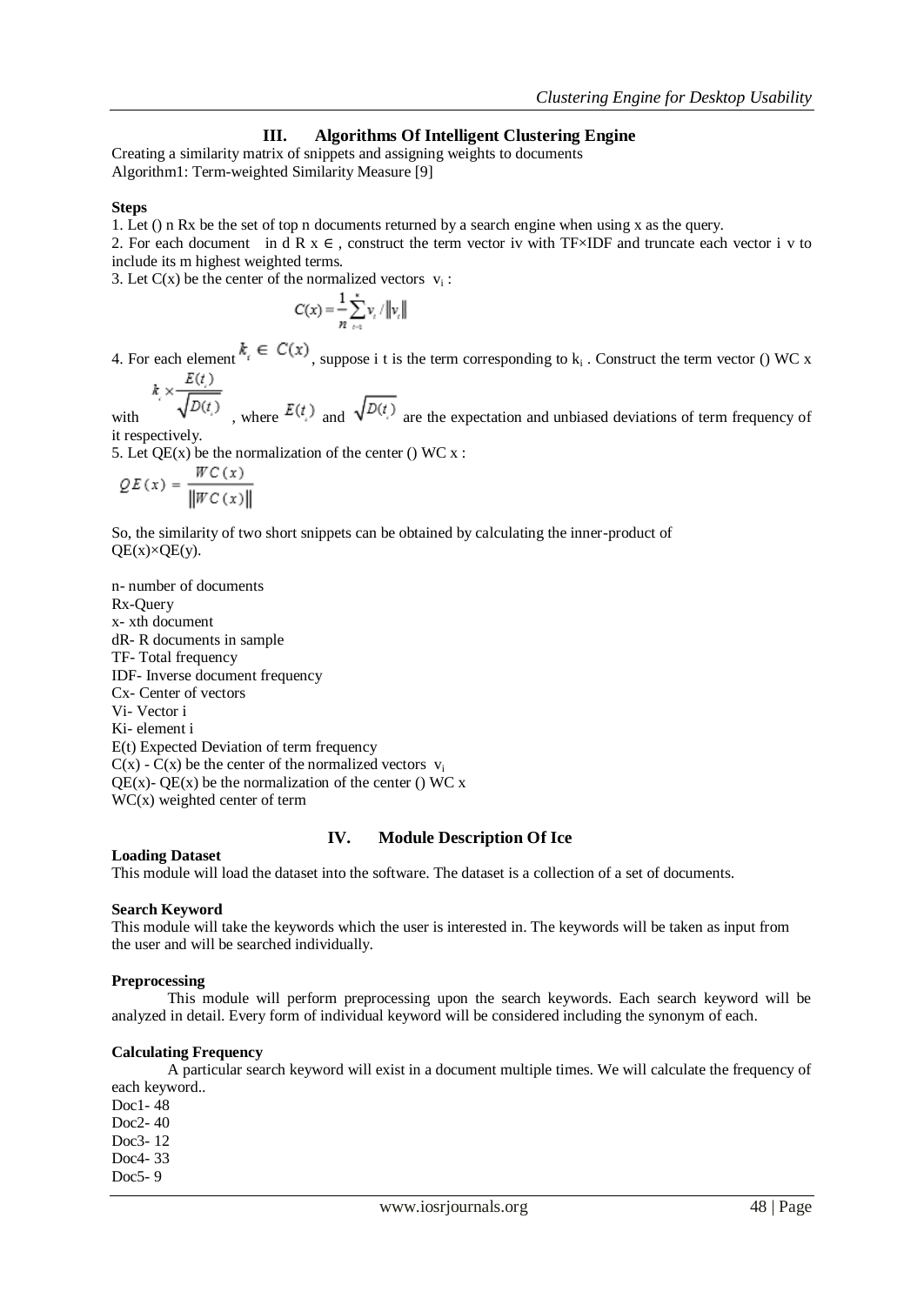## III. Algorithms Of Intelligent Clustering Engine

Creating a similarity matrix of snippets and assigning weights to documents
Algorithm1: Term-weighted Similarity Measure [9]

**Steps**

1. Let () n Rx be the set of top n documents returned by a search engine when using x as the query.
2. For each document in d R x ∈ , construct the term vector iv with TF×IDF and truncate each vector i v to include its m highest weighted terms.
3. Let C(x) be the center of the normalized vectors $v_i$ :

$$C(x) = \frac{1}{n}\sum_{i=1}^{n} v_i / \|v_i\|$$

4. For each element $k_i \in C(x)$, suppose i t is the term corresponding to $k_i$ . Construct the term vector () WC x with $k_i \times \frac{E(t_i)}{\sqrt{D(t_i)}}$, where $E(t_i)$ and $\sqrt{D(t_i)}$ are the expectation and unbiased deviations of term frequency of it respectively.
5. Let QE(x) be the normalization of the center () WC x :

$$QE(x) = \frac{WC(x)}{\|WC(x)\|}$$

So, the similarity of two short snippets can be obtained by calculating the inner-product of QE(x)×QE(y).

n- number of documents
Rx-Query
x- xth document
dR- R documents in sample
TF- Total frequency
IDF- Inverse document frequency
Cx- Center of vectors
Vi- Vector i
Ki- element i
E(t) Expected Deviation of term frequency
C(x) - C(x) be the center of the normalized vectors $v_i$
QE(x)- QE(x) be the normalization of the center () WC x
WC(x) weighted center of term

## IV. Module Description Of Ice

**Loading Dataset**

This module will load the dataset into the software. The dataset is a collection of a set of documents.

**Search Keyword**

This module will take the keywords which the user is interested in. The keywords will be taken as input from the user and will be searched individually.

**Preprocessing**

This module will perform preprocessing upon the search keywords. Each search keyword will be analyzed in detail. Every form of individual keyword will be considered including the synonym of each.

**Calculating Frequency**

A particular search keyword will exist in a document multiple times. We will calculate the frequency of each keyword..

Doc1- 48
Doc2- 40
Doc3- 12
Doc4- 33
Doc5- 9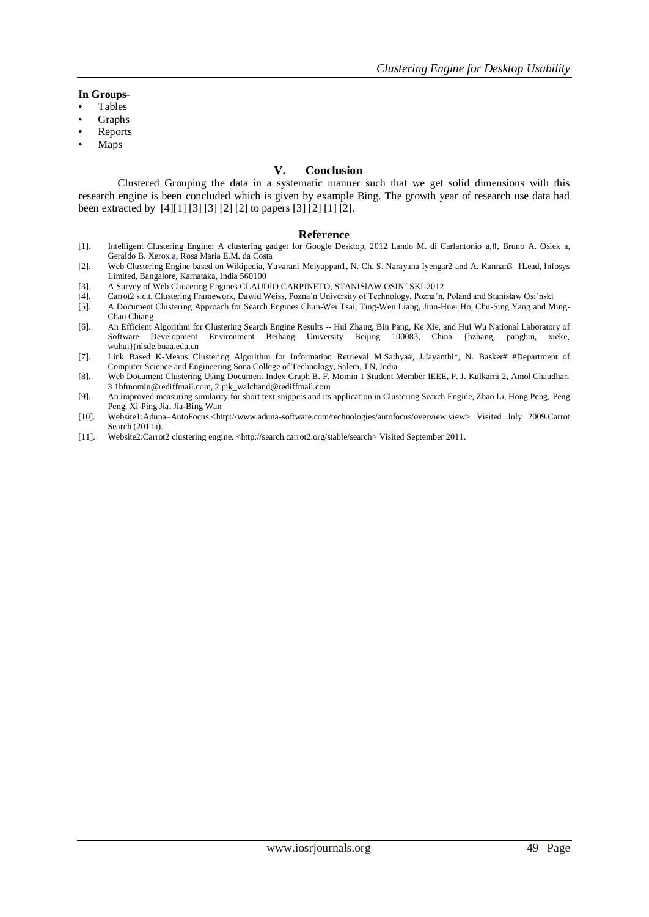**In Groups-**

- Tables
- Graphs
- Reports
- Maps

## V. Conclusion

Clustered Grouping the data in a systematic manner such that we get solid dimensions with this research engine is been concluded which is given by example Bing. The growth year of research use data had been extracted by [4][1] [3] [3] [2] [2] to papers [3] [2] [1] [2].

## Reference

[1]. Intelligent Clustering Engine: A clustering gadget for Google Desktop, 2012 Lando M. di Carlantonio a,⇑, Bruno A. Osiek a, Geraldo B. Xerox a, Rosa Maria E.M. da Costa

[2]. Web Clustering Engine based on Wikipedia, Yuvarani Meiyappan1, N. Ch. S. Narayana Iyengar2 and A. Kannan3 1Lead, Infosys Limited, Bangalore, Karnataka, India 560100

[3]. A Survey of Web Clustering Engines CLAUDIO CARPINETO, STANISlAW OSIN´ SKI-2012

[4]. Carrot2 s.c.t. Clustering Framework, Dawid Weiss, Pozna´n University of Technology, Pozna´n, Poland and Stanisław Osi´nski

[5]. A Document Clustering Approach for Search Engines Chun-Wei Tsai, Ting-Wen Liang, Jiun-Huei Ho, Chu-Sing Yang and Ming-Chao Chiang

[6]. An Efficient Algorithm for Clustering Search Engine Results -- Hui Zhang, Bin Pang, Ke Xie, and Hui Wu National Laboratory of Software Development Environment Beihang University Beijing 100083, China {hzhang, pangbin, xieke, wuhui}(nlsde.buaa.edu.cn

[7]. Link Based K-Means Clustering Algorithm for Information Retrieval M.Sathya#, J.Jayanthi*, N. Basker# #Department of Computer Science and Engineering Sona College of Technology, Salem, TN, India

[8]. Web Document Clustering Using Document Index Graph B. F. Momin 1 Student Member IEEE, P. J. Kulkarni 2, Amol Chaudhari 3 1bfmomin@rediffmail.com, 2 pjk_walchand@rediffmail.com

[9]. An improved measuring similarity for short text snippets and its application in Clustering Search Engine, Zhao Li, Hong Peng, Peng Peng, Xi-Ping Jia, Jia-Bing Wan

[10]. Website1:Aduna–AutoFocus.<http://www.aduna-software.com/technologies/autofocus/overview.view> Visited July 2009.Carrot Search (2011a).

[11]. Website2:Carrot2 clustering engine. <http://search.carrot2.org/stable/search> Visited September 2011.